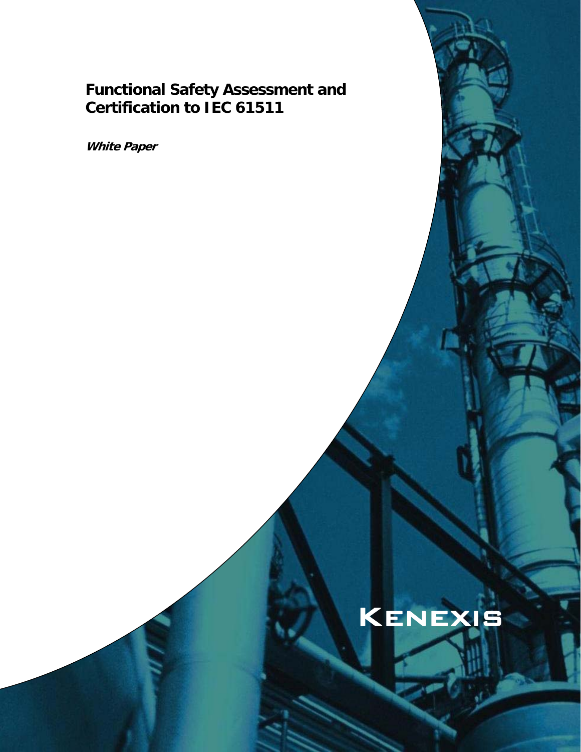# Functional Safety Assessment and Certification to IEC 61511

***White Paper***

KENEXIS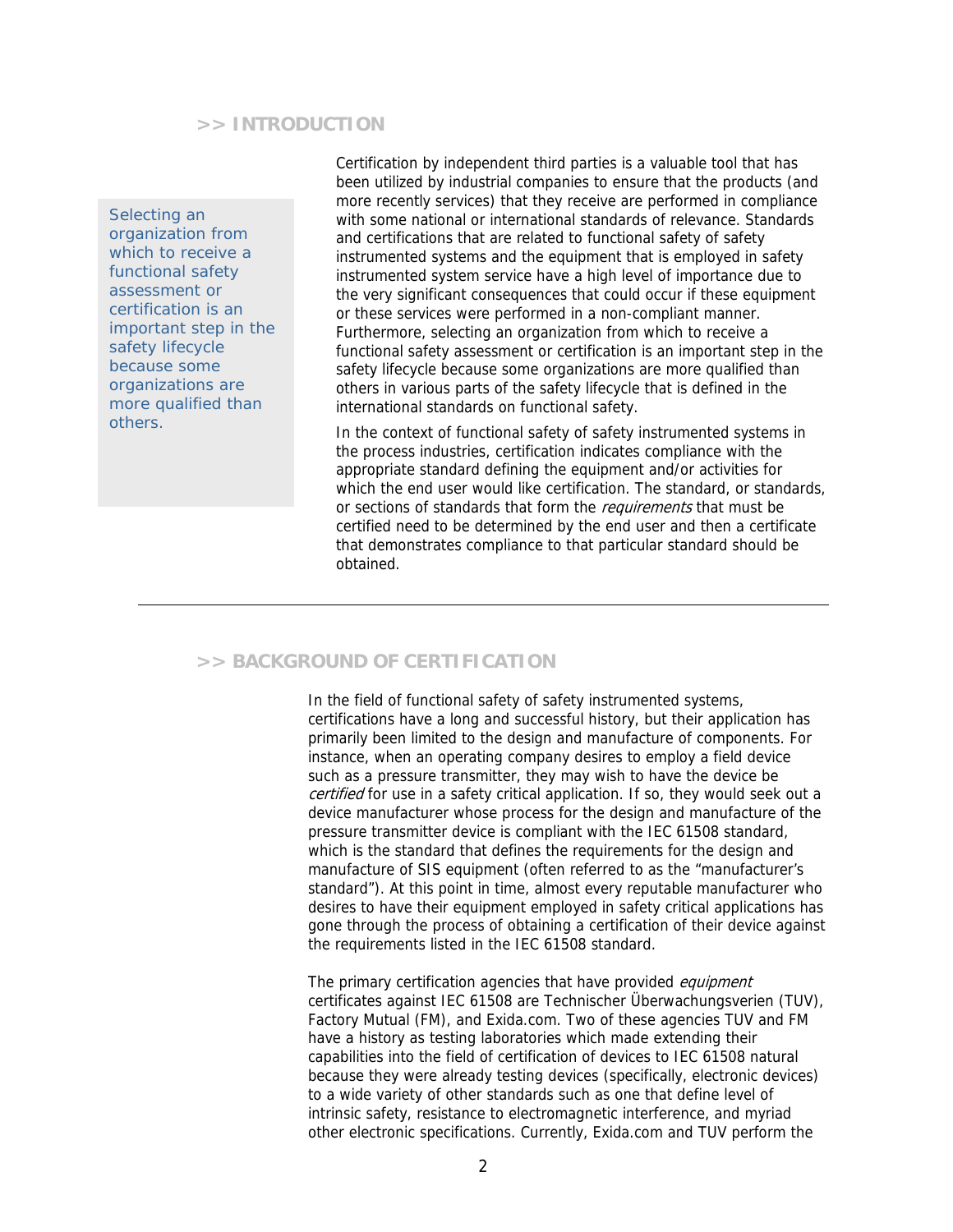## >> INTRODUCTION

Selecting an organization from which to receive a functional safety assessment or certification is an important step in the safety lifecycle because some organizations are more qualified than others.

Certification by independent third parties is a valuable tool that has been utilized by industrial companies to ensure that the products (and more recently services) that they receive are performed in compliance with some national or international standards of relevance. Standards and certifications that are related to functional safety of safety instrumented systems and the equipment that is employed in safety instrumented system service have a high level of importance due to the very significant consequences that could occur if these equipment or these services were performed in a non-compliant manner. Furthermore, selecting an organization from which to receive a functional safety assessment or certification is an important step in the safety lifecycle because some organizations are more qualified than others in various parts of the safety lifecycle that is defined in the international standards on functional safety.

In the context of functional safety of safety instrumented systems in the process industries, certification indicates compliance with the appropriate standard defining the equipment and/or activities for which the end user would like certification. The standard, or standards, or sections of standards that form the *requirements* that must be certified need to be determined by the end user and then a certificate that demonstrates compliance to that particular standard should be obtained.

---

## >> BACKGROUND OF CERTIFICATION

In the field of functional safety of safety instrumented systems, certifications have a long and successful history, but their application has primarily been limited to the design and manufacture of components. For instance, when an operating company desires to employ a field device such as a pressure transmitter, they may wish to have the device be *certified* for use in a safety critical application. If so, they would seek out a device manufacturer whose process for the design and manufacture of the pressure transmitter device is compliant with the IEC 61508 standard, which is the standard that defines the requirements for the design and manufacture of SIS equipment (often referred to as the "manufacturer's standard"). At this point in time, almost every reputable manufacturer who desires to have their equipment employed in safety critical applications has gone through the process of obtaining a certification of their device against the requirements listed in the IEC 61508 standard.

The primary certification agencies that have provided *equipment* certificates against IEC 61508 are Technischer Überwachungsverien (TUV), Factory Mutual (FM), and Exida.com. Two of these agencies TUV and FM have a history as testing laboratories which made extending their capabilities into the field of certification of devices to IEC 61508 natural because they were already testing devices (specifically, electronic devices) to a wide variety of other standards such as one that define level of intrinsic safety, resistance to electromagnetic interference, and myriad other electronic specifications. Currently, Exida.com and TUV perform the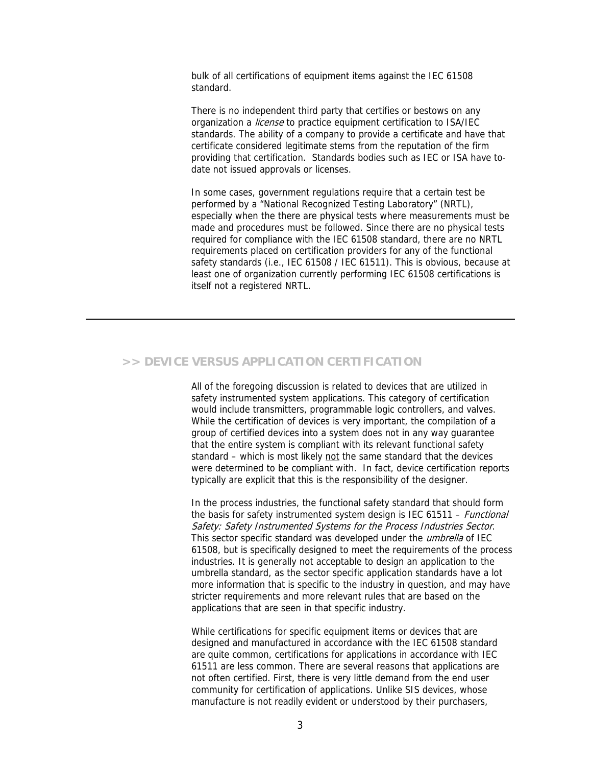bulk of all certifications of equipment items against the IEC 61508 standard.

There is no independent third party that certifies or bestows on any organization a *license* to practice equipment certification to ISA/IEC standards. The ability of a company to provide a certificate and have that certificate considered legitimate stems from the reputation of the firm providing that certification. Standards bodies such as IEC or ISA have to-date not issued approvals or licenses.

In some cases, government regulations require that a certain test be performed by a "National Recognized Testing Laboratory" (NRTL), especially when the there are physical tests where measurements must be made and procedures must be followed. Since there are no physical tests required for compliance with the IEC 61508 standard, there are no NRTL requirements placed on certification providers for any of the functional safety standards (i.e., IEC 61508 / IEC 61511). This is obvious, because at least one of organization currently performing IEC 61508 certifications is itself not a registered NRTL.

---

## >> DEVICE VERSUS APPLICATION CERTIFICATION

All of the foregoing discussion is related to devices that are utilized in safety instrumented system applications. This category of certification would include transmitters, programmable logic controllers, and valves. While the certification of devices is very important, the compilation of a group of certified devices into a system does not in any way guarantee that the entire system is compliant with its relevant functional safety standard – which is most likely <u>not</u> the same standard that the devices were determined to be compliant with. In fact, device certification reports typically are explicit that this is the responsibility of the designer.

In the process industries, the functional safety standard that should form the basis for safety instrumented system design is IEC 61511 – *Functional Safety: Safety Instrumented Systems for the Process Industries Sector*. This sector specific standard was developed under the *umbrella* of IEC 61508, but is specifically designed to meet the requirements of the process industries. It is generally not acceptable to design an application to the umbrella standard, as the sector specific application standards have a lot more information that is specific to the industry in question, and may have stricter requirements and more relevant rules that are based on the applications that are seen in that specific industry.

While certifications for specific equipment items or devices that are designed and manufactured in accordance with the IEC 61508 standard are quite common, certifications for applications in accordance with IEC 61511 are less common. There are several reasons that applications are not often certified. First, there is very little demand from the end user community for certification of applications. Unlike SIS devices, whose manufacture is not readily evident or understood by their purchasers,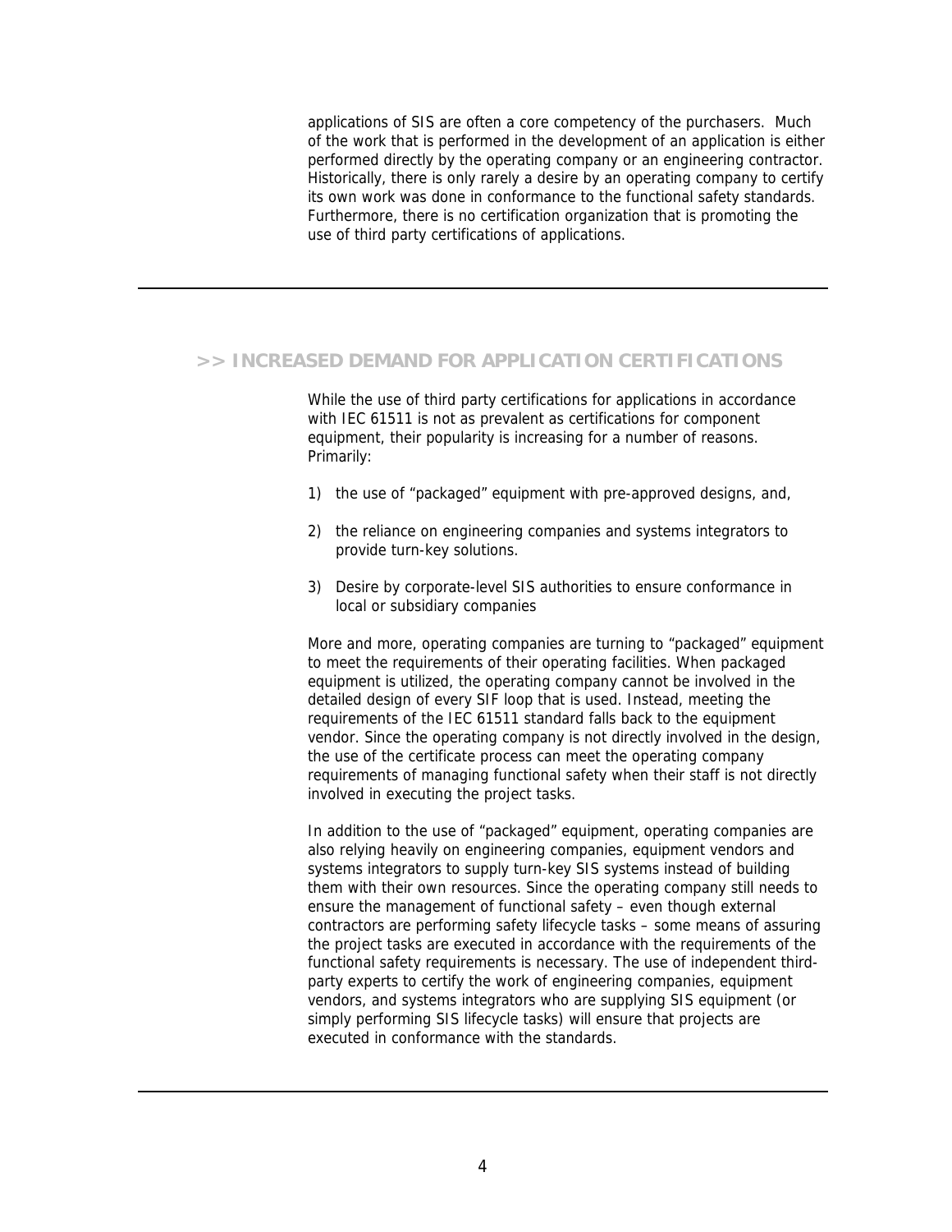applications of SIS are often a core competency of the purchasers. Much of the work that is performed in the development of an application is either performed directly by the operating company or an engineering contractor. Historically, there is only rarely a desire by an operating company to certify its own work was done in conformance to the functional safety standards. Furthermore, there is no certification organization that is promoting the use of third party certifications of applications.

---

## >> INCREASED DEMAND FOR APPLICATION CERTIFICATIONS

While the use of third party certifications for applications in accordance with IEC 61511 is not as prevalent as certifications for component equipment, their popularity is increasing for a number of reasons. Primarily:

1) the use of "packaged" equipment with pre-approved designs, and,

2) the reliance on engineering companies and systems integrators to provide turn-key solutions.

3) Desire by corporate-level SIS authorities to ensure conformance in local or subsidiary companies

More and more, operating companies are turning to "packaged" equipment to meet the requirements of their operating facilities. When packaged equipment is utilized, the operating company cannot be involved in the detailed design of every SIF loop that is used. Instead, meeting the requirements of the IEC 61511 standard falls back to the equipment vendor. Since the operating company is not directly involved in the design, the use of the certificate process can meet the operating company requirements of managing functional safety when their staff is not directly involved in executing the project tasks.

In addition to the use of "packaged" equipment, operating companies are also relying heavily on engineering companies, equipment vendors and systems integrators to supply turn-key SIS systems instead of building them with their own resources. Since the operating company still needs to ensure the management of functional safety – even though external contractors are performing safety lifecycle tasks – some means of assuring the project tasks are executed in accordance with the requirements of the functional safety requirements is necessary. The use of independent third-party experts to certify the work of engineering companies, equipment vendors, and systems integrators who are supplying SIS equipment (or simply performing SIS lifecycle tasks) will ensure that projects are executed in conformance with the standards.

---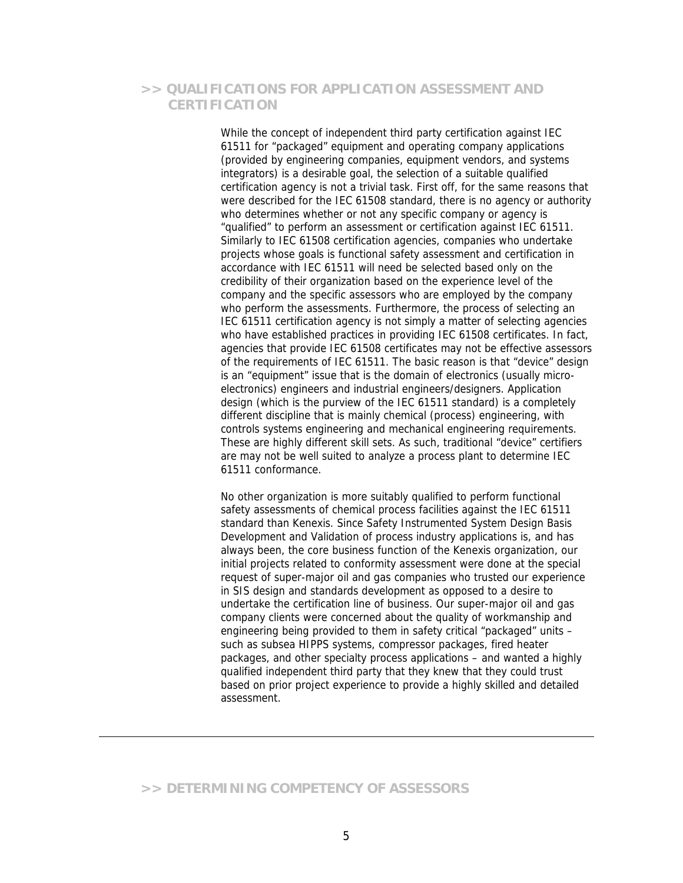## >> QUALIFICATIONS FOR APPLICATION ASSESSMENT AND CERTIFICATION

While the concept of independent third party certification against IEC 61511 for "packaged" equipment and operating company applications (provided by engineering companies, equipment vendors, and systems integrators) is a desirable goal, the selection of a suitable qualified certification agency is not a trivial task. First off, for the same reasons that were described for the IEC 61508 standard, there is no agency or authority who determines whether or not any specific company or agency is "qualified" to perform an assessment or certification against IEC 61511. Similarly to IEC 61508 certification agencies, companies who undertake projects whose goals is functional safety assessment and certification in accordance with IEC 61511 will need be selected based only on the credibility of their organization based on the experience level of the company and the specific assessors who are employed by the company who perform the assessments. Furthermore, the process of selecting an IEC 61511 certification agency is not simply a matter of selecting agencies who have established practices in providing IEC 61508 certificates. In fact, agencies that provide IEC 61508 certificates may not be effective assessors of the requirements of IEC 61511. The basic reason is that "device" design is an "equipment" issue that is the domain of electronics (usually micro-electronics) engineers and industrial engineers/designers. Application design (which is the purview of the IEC 61511 standard) is a completely different discipline that is mainly chemical (process) engineering, with controls systems engineering and mechanical engineering requirements. These are highly different skill sets. As such, traditional "device" certifiers are may not be well suited to analyze a process plant to determine IEC 61511 conformance.

No other organization is more suitably qualified to perform functional safety assessments of chemical process facilities against the IEC 61511 standard than Kenexis. Since Safety Instrumented System Design Basis Development and Validation of process industry applications is, and has always been, the core business function of the Kenexis organization, our initial projects related to conformity assessment were done at the special request of super-major oil and gas companies who trusted our experience in SIS design and standards development as opposed to a desire to undertake the certification line of business. Our super-major oil and gas company clients were concerned about the quality of workmanship and engineering being provided to them in safety critical "packaged" units – such as subsea HIPPS systems, compressor packages, fired heater packages, and other specialty process applications – and wanted a highly qualified independent third party that they knew that they could trust based on prior project experience to provide a highly skilled and detailed assessment.

---

## >> DETERMINING COMPETENCY OF ASSESSORS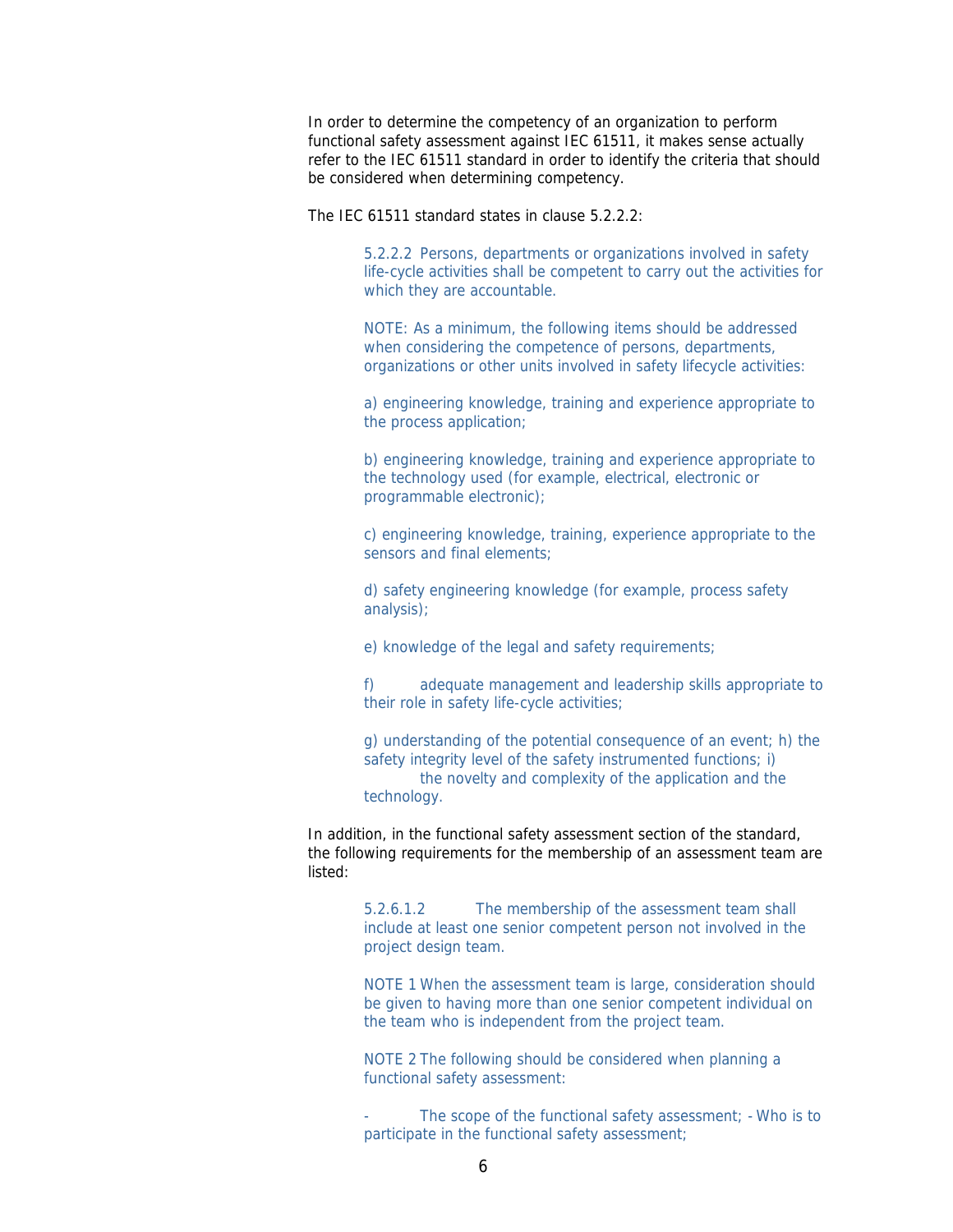In order to determine the competency of an organization to perform functional safety assessment against IEC 61511, it makes sense actually refer to the IEC 61511 standard in order to identify the criteria that should be considered when determining competency.

The IEC 61511 standard states in clause 5.2.2.2:

> 5.2.2.2 Persons, departments or organizations involved in safety life-cycle activities shall be competent to carry out the activities for which they are accountable.
>
> NOTE: As a minimum, the following items should be addressed when considering the competence of persons, departments, organizations or other units involved in safety lifecycle activities:
>
> a) engineering knowledge, training and experience appropriate to the process application;
>
> b) engineering knowledge, training and experience appropriate to the technology used (for example, electrical, electronic or programmable electronic);
>
> c) engineering knowledge, training, experience appropriate to the sensors and final elements;
>
> d) safety engineering knowledge (for example, process safety analysis);
>
> e) knowledge of the legal and safety requirements;
>
> f) adequate management and leadership skills appropriate to their role in safety life-cycle activities;
>
> g) understanding of the potential consequence of an event; h) the safety integrity level of the safety instrumented functions; i) the novelty and complexity of the application and the technology.

In addition, in the functional safety assessment section of the standard, the following requirements for the membership of an assessment team are listed:

> 5.2.6.1.2 The membership of the assessment team shall include at least one senior competent person not involved in the project design team.
>
> NOTE 1 When the assessment team is large, consideration should be given to having more than one senior competent individual on the team who is independent from the project team.
>
> NOTE 2 The following should be considered when planning a functional safety assessment:
>
> - The scope of the functional safety assessment; - Who is to participate in the functional safety assessment;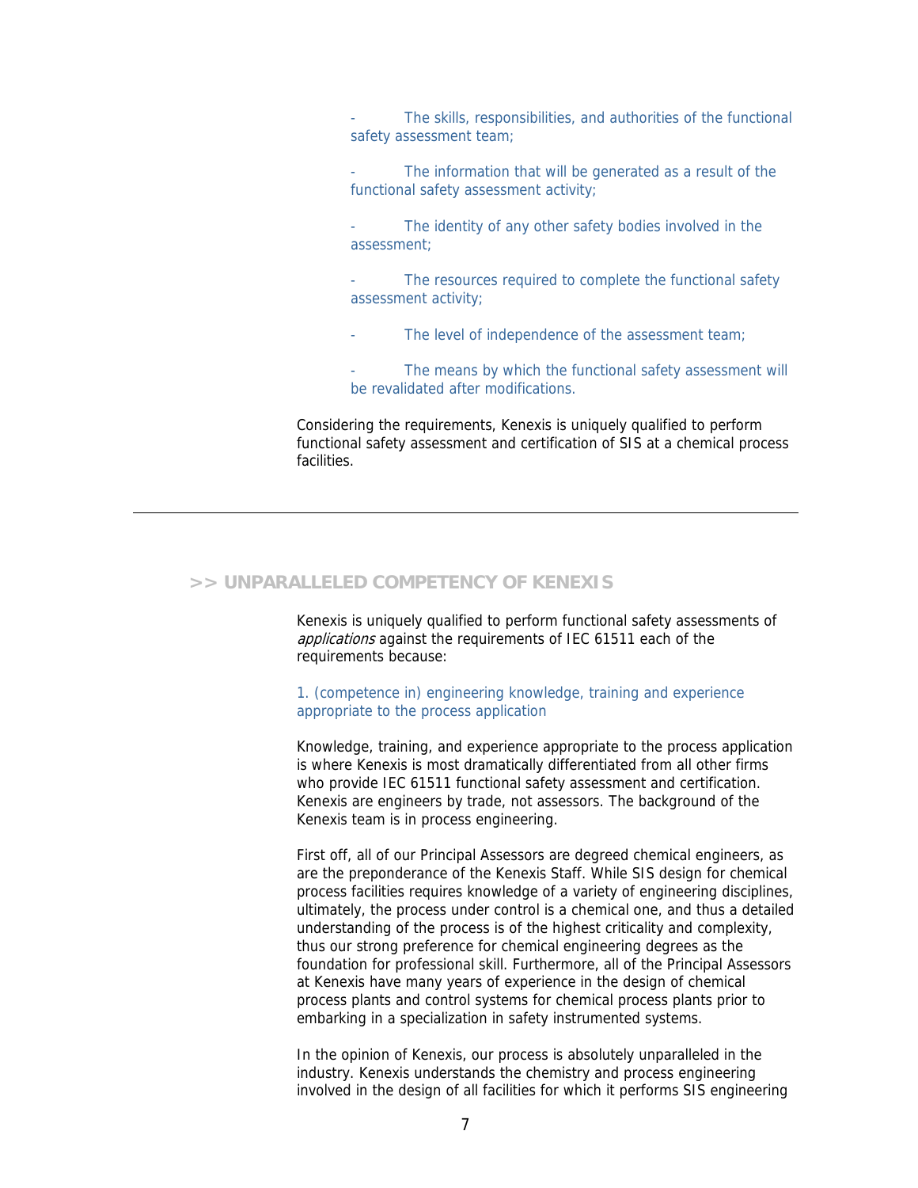- The skills, responsibilities, and authorities of the functional safety assessment team;

- The information that will be generated as a result of the functional safety assessment activity;

- The identity of any other safety bodies involved in the assessment;

- The resources required to complete the functional safety assessment activity;

- The level of independence of the assessment team;

- The means by which the functional safety assessment will be revalidated after modifications.

Considering the requirements, Kenexis is uniquely qualified to perform functional safety assessment and certification of SIS at a chemical process facilities.

---

## >> UNPARALLELED COMPETENCY OF KENEXIS

Kenexis is uniquely qualified to perform functional safety assessments of *applications* against the requirements of IEC 61511 each of the requirements because:

1. (competence in) engineering knowledge, training and experience appropriate to the process application

Knowledge, training, and experience appropriate to the process application is where Kenexis is most dramatically differentiated from all other firms who provide IEC 61511 functional safety assessment and certification. Kenexis are engineers by trade, not assessors. The background of the Kenexis team is in process engineering.

First off, all of our Principal Assessors are degreed chemical engineers, as are the preponderance of the Kenexis Staff. While SIS design for chemical process facilities requires knowledge of a variety of engineering disciplines, ultimately, the process under control is a chemical one, and thus a detailed understanding of the process is of the highest criticality and complexity, thus our strong preference for chemical engineering degrees as the foundation for professional skill. Furthermore, all of the Principal Assessors at Kenexis have many years of experience in the design of chemical process plants and control systems for chemical process plants prior to embarking in a specialization in safety instrumented systems.

In the opinion of Kenexis, our process is absolutely unparalleled in the industry. Kenexis understands the chemistry and process engineering involved in the design of all facilities for which it performs SIS engineering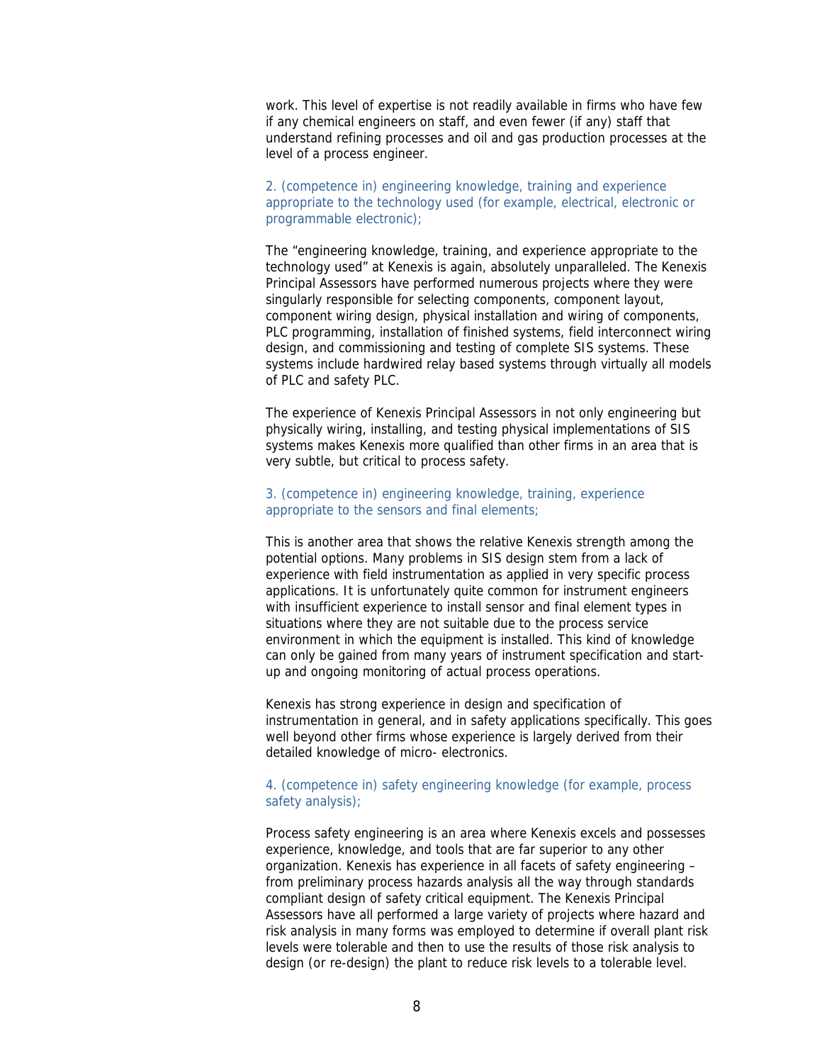work. This level of expertise is not readily available in firms who have few if any chemical engineers on staff, and even fewer (if any) staff that understand refining processes and oil and gas production processes at the level of a process engineer.

### 2. (competence in) engineering knowledge, training and experience appropriate to the technology used (for example, electrical, electronic or programmable electronic);

The "engineering knowledge, training, and experience appropriate to the technology used" at Kenexis is again, absolutely unparalleled. The Kenexis Principal Assessors have performed numerous projects where they were singularly responsible for selecting components, component layout, component wiring design, physical installation and wiring of components, PLC programming, installation of finished systems, field interconnect wiring design, and commissioning and testing of complete SIS systems. These systems include hardwired relay based systems through virtually all models of PLC and safety PLC.

The experience of Kenexis Principal Assessors in not only engineering but physically wiring, installing, and testing physical implementations of SIS systems makes Kenexis more qualified than other firms in an area that is very subtle, but critical to process safety.

### 3. (competence in) engineering knowledge, training, experience appropriate to the sensors and final elements;

This is another area that shows the relative Kenexis strength among the potential options. Many problems in SIS design stem from a lack of experience with field instrumentation as applied in very specific process applications. It is unfortunately quite common for instrument engineers with insufficient experience to install sensor and final element types in situations where they are not suitable due to the process service environment in which the equipment is installed. This kind of knowledge can only be gained from many years of instrument specification and start-up and ongoing monitoring of actual process operations.

Kenexis has strong experience in design and specification of instrumentation in general, and in safety applications specifically. This goes well beyond other firms whose experience is largely derived from their detailed knowledge of micro- electronics.

### 4. (competence in) safety engineering knowledge (for example, process safety analysis);

Process safety engineering is an area where Kenexis excels and possesses experience, knowledge, and tools that are far superior to any other organization. Kenexis has experience in all facets of safety engineering – from preliminary process hazards analysis all the way through standards compliant design of safety critical equipment. The Kenexis Principal Assessors have all performed a large variety of projects where hazard and risk analysis in many forms was employed to determine if overall plant risk levels were tolerable and then to use the results of those risk analysis to design (or re-design) the plant to reduce risk levels to a tolerable level.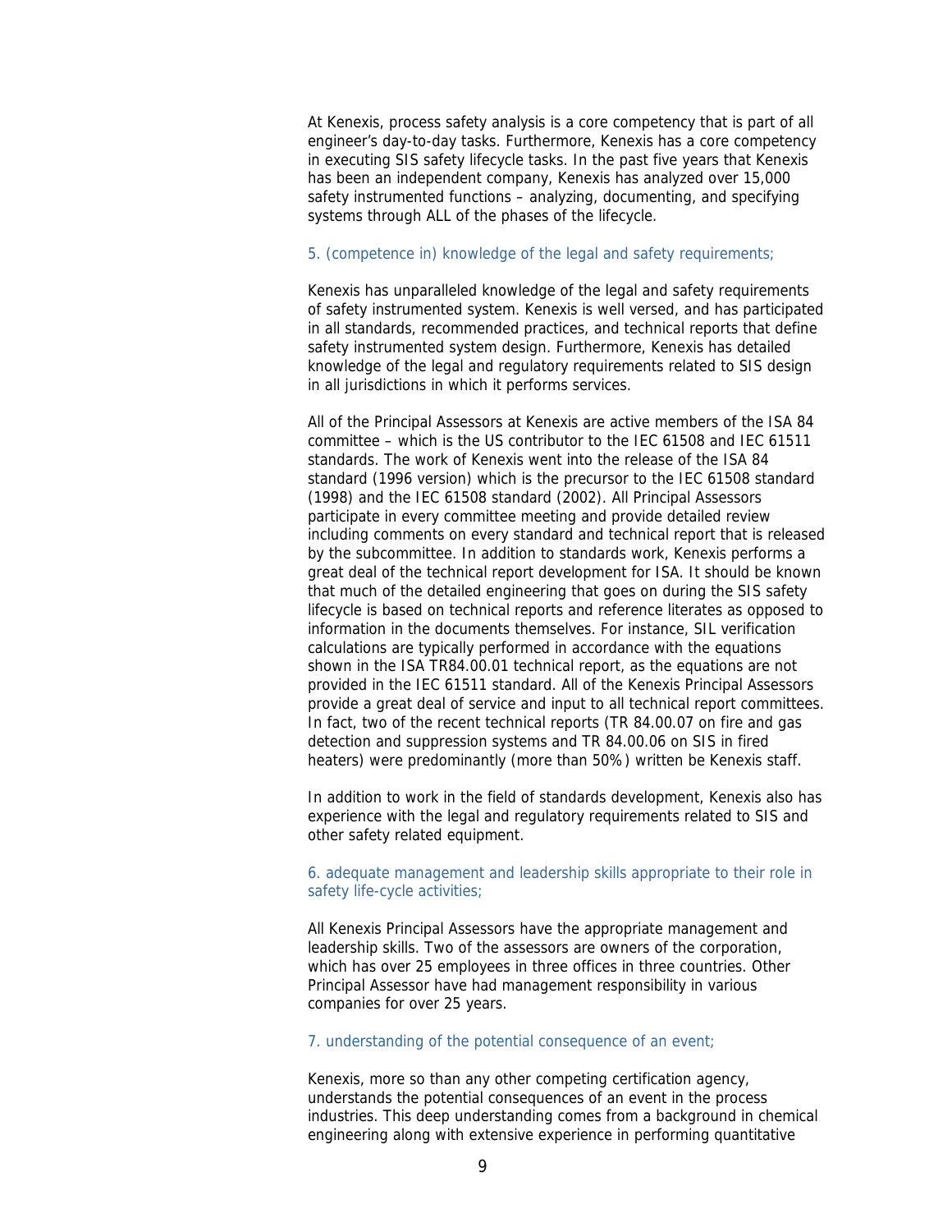At Kenexis, process safety analysis is a core competency that is part of all engineer's day-to-day tasks. Furthermore, Kenexis has a core competency in executing SIS safety lifecycle tasks. In the past five years that Kenexis has been an independent company, Kenexis has analyzed over 15,000 safety instrumented functions – analyzing, documenting, and specifying systems through ALL of the phases of the lifecycle.

### 5. (competence in) knowledge of the legal and safety requirements;

Kenexis has unparalleled knowledge of the legal and safety requirements of safety instrumented system. Kenexis is well versed, and has participated in all standards, recommended practices, and technical reports that define safety instrumented system design. Furthermore, Kenexis has detailed knowledge of the legal and regulatory requirements related to SIS design in all jurisdictions in which it performs services.

All of the Principal Assessors at Kenexis are active members of the ISA 84 committee – which is the US contributor to the IEC 61508 and IEC 61511 standards. The work of Kenexis went into the release of the ISA 84 standard (1996 version) which is the precursor to the IEC 61508 standard (1998) and the IEC 61508 standard (2002). All Principal Assessors participate in every committee meeting and provide detailed review including comments on every standard and technical report that is released by the subcommittee. In addition to standards work, Kenexis performs a great deal of the technical report development for ISA. It should be known that much of the detailed engineering that goes on during the SIS safety lifecycle is based on technical reports and reference literates as opposed to information in the documents themselves. For instance, SIL verification calculations are typically performed in accordance with the equations shown in the ISA TR84.00.01 technical report, as the equations are not provided in the IEC 61511 standard. All of the Kenexis Principal Assessors provide a great deal of service and input to all technical report committees. In fact, two of the recent technical reports (TR 84.00.07 on fire and gas detection and suppression systems and TR 84.00.06 on SIS in fired heaters) were predominantly (more than 50%) written be Kenexis staff.

In addition to work in the field of standards development, Kenexis also has experience with the legal and regulatory requirements related to SIS and other safety related equipment.

### 6. adequate management and leadership skills appropriate to their role in safety life-cycle activities;

All Kenexis Principal Assessors have the appropriate management and leadership skills. Two of the assessors are owners of the corporation, which has over 25 employees in three offices in three countries. Other Principal Assessor have had management responsibility in various companies for over 25 years.

### 7. understanding of the potential consequence of an event;

Kenexis, more so than any other competing certification agency, understands the potential consequences of an event in the process industries. This deep understanding comes from a background in chemical engineering along with extensive experience in performing quantitative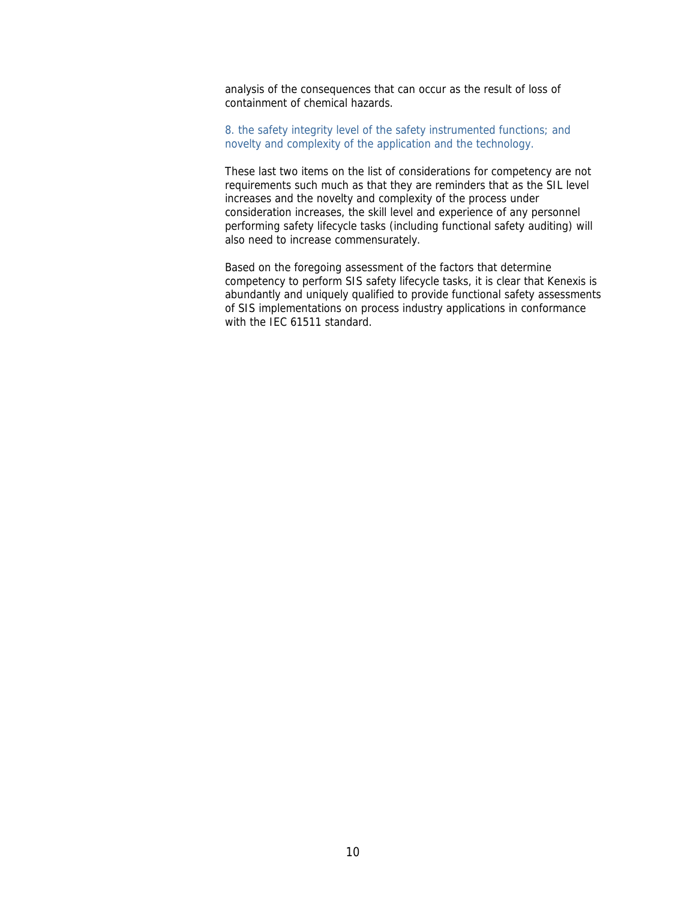analysis of the consequences that can occur as the result of loss of containment of chemical hazards.

8. the safety integrity level of the safety instrumented functions; and novelty and complexity of the application and the technology.

These last two items on the list of considerations for competency are not requirements such much as that they are reminders that as the SIL level increases and the novelty and complexity of the process under consideration increases, the skill level and experience of any personnel performing safety lifecycle tasks (including functional safety auditing) will also need to increase commensurately.

Based on the foregoing assessment of the factors that determine competency to perform SIS safety lifecycle tasks, it is clear that Kenexis is abundantly and uniquely qualified to provide functional safety assessments of SIS implementations on process industry applications in conformance with the IEC 61511 standard.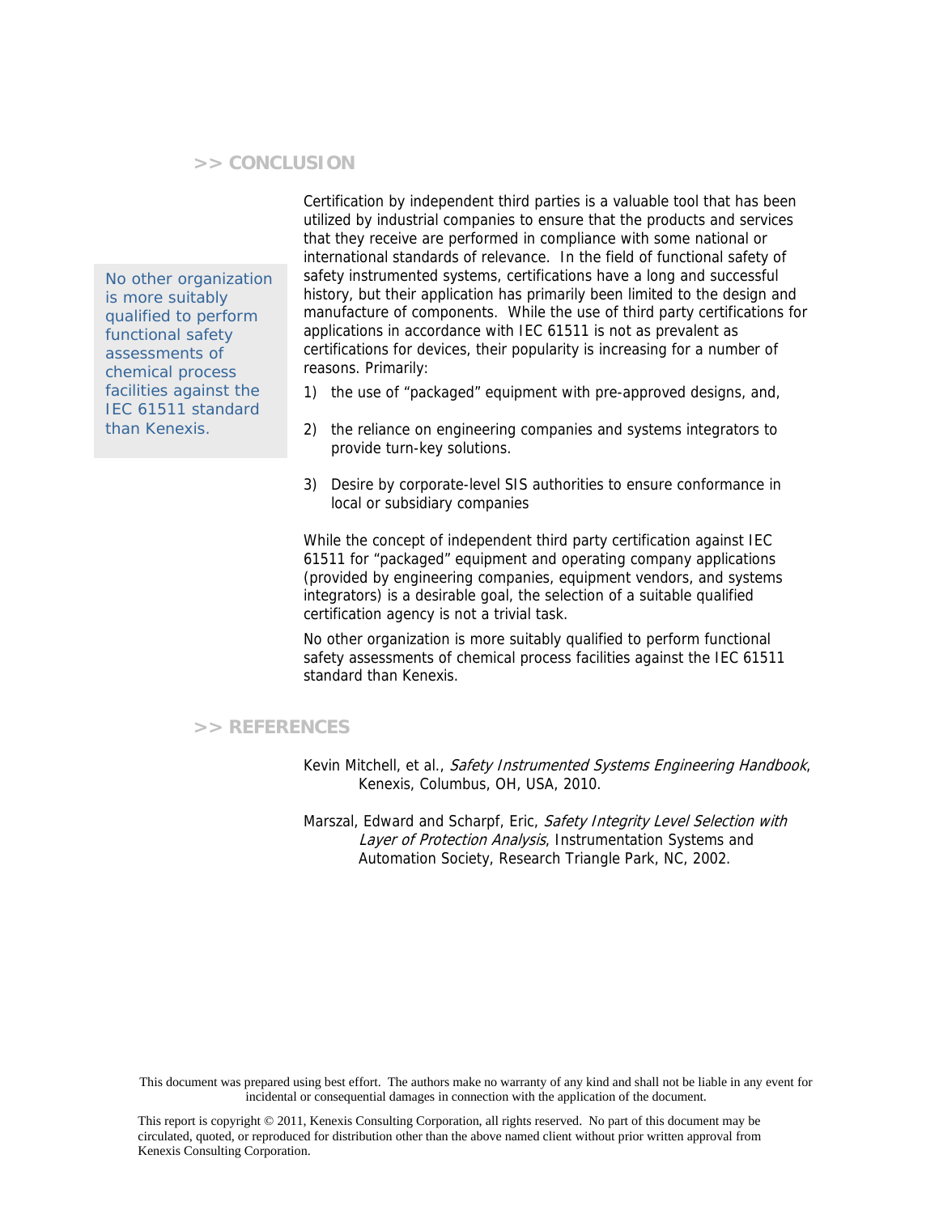## >> CONCLUSION

> No other organization is more suitably qualified to perform functional safety assessments of chemical process facilities against the IEC 61511 standard than Kenexis.

Certification by independent third parties is a valuable tool that has been utilized by industrial companies to ensure that the products and services that they receive are performed in compliance with some national or international standards of relevance. In the field of functional safety of safety instrumented systems, certifications have a long and successful history, but their application has primarily been limited to the design and manufacture of components. While the use of third party certifications for applications in accordance with IEC 61511 is not as prevalent as certifications for devices, their popularity is increasing for a number of reasons. Primarily:

1) the use of "packaged" equipment with pre-approved designs, and,

2) the reliance on engineering companies and systems integrators to provide turn-key solutions.

3) Desire by corporate-level SIS authorities to ensure conformance in local or subsidiary companies

While the concept of independent third party certification against IEC 61511 for "packaged" equipment and operating company applications (provided by engineering companies, equipment vendors, and systems integrators) is a desirable goal, the selection of a suitable qualified certification agency is not a trivial task.

No other organization is more suitably qualified to perform functional safety assessments of chemical process facilities against the IEC 61511 standard than Kenexis.

## >> REFERENCES

Kevin Mitchell, et al., *Safety Instrumented Systems Engineering Handbook*, Kenexis, Columbus, OH, USA, 2010.

Marszal, Edward and Scharpf, Eric, *Safety Integrity Level Selection with Layer of Protection Analysis*, Instrumentation Systems and Automation Society, Research Triangle Park, NC, 2002.

This document was prepared using best effort. The authors make no warranty of any kind and shall not be liable in any event for incidental or consequential damages in connection with the application of the document.

This report is copyright © 2011, Kenexis Consulting Corporation, all rights reserved. No part of this document may be circulated, quoted, or reproduced for distribution other than the above named client without prior written approval from Kenexis Consulting Corporation.